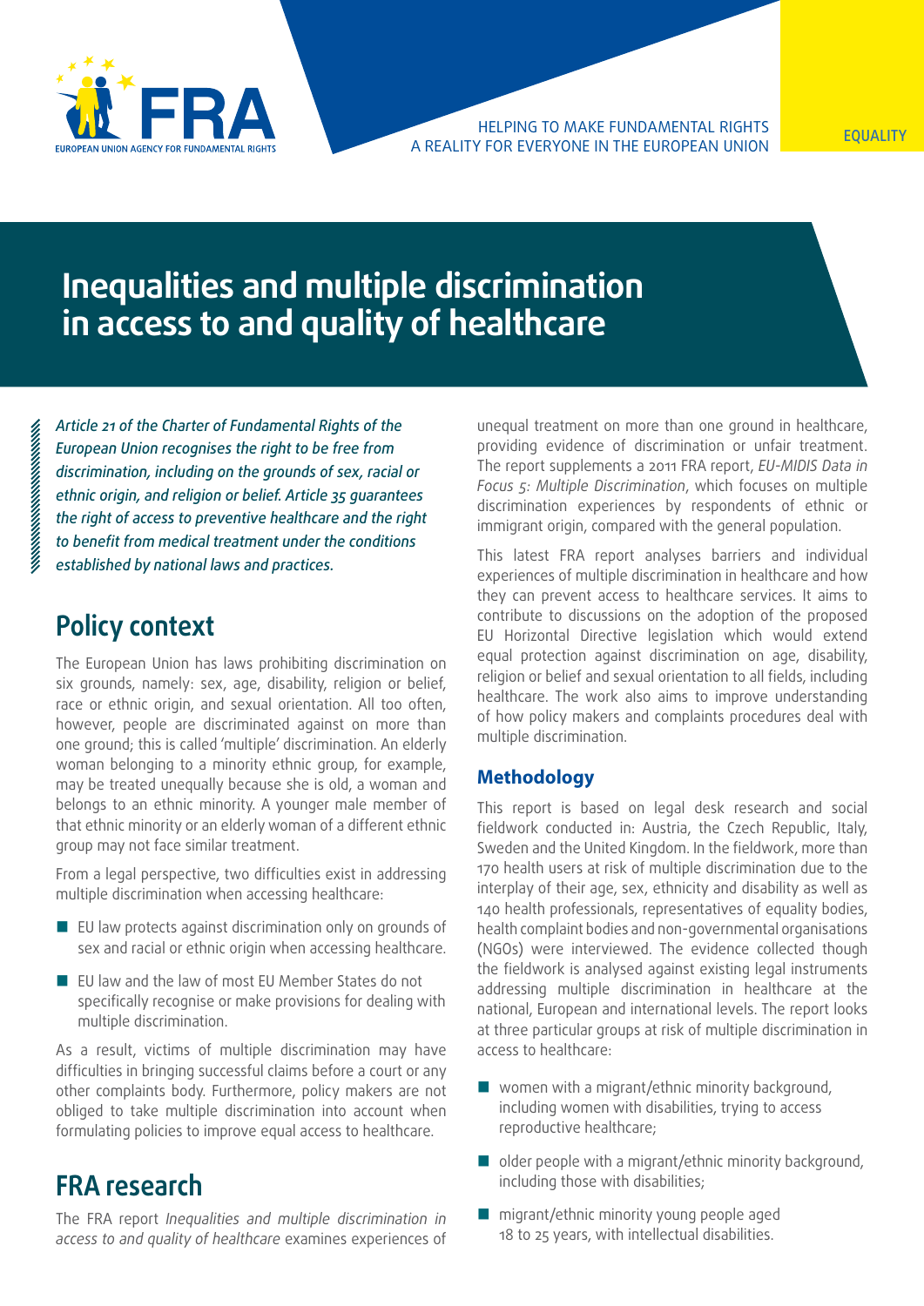# Inequalities and multiple discrimination in access to and quality of healthcare

*Article 21 of the Charter of Fundamental Rights of the European Union recognises the right to be free from discrimination, including on the grounds of sex, racial or ethnic origin, and religion or belief. Article 35 guarantees the right of access to preventive healthcare and the right to benefit from medical treatment under the conditions established by national laws and practices.*

## Policy context

The European Union has laws prohibiting discrimination on six grounds, namely: sex, age, disability, religion or belief, race or ethnic origin, and sexual orientation. All too often, however, people are discriminated against on more than one ground; this is called 'multiple' discrimination. An elderly woman belonging to a minority ethnic group, for example, may be treated unequally because she is old, a woman and belongs to an ethnic minority. A younger male member of that ethnic minority or an elderly woman of a different ethnic group may not face similar treatment.

From a legal perspective, two difficulties exist in addressing multiple discrimination when accessing healthcare:

- EU law protects against discrimination only on grounds of sex and racial or ethnic origin when accessing healthcare.
- EU law and the law of most EU Member States do not specifically recognise or make provisions for dealing with multiple discrimination.

As a result, victims of multiple discrimination may have difficulties in bringing successful claims before a court or any other complaints body. Furthermore, policy makers are not obliged to take multiple discrimination into account when formulating policies to improve equal access to healthcare.

## FRA research

The FRA report *Inequalities and multiple discrimination in access to and quality of healthcare* examines experiences of unequal treatment on more than one ground in healthcare, providing evidence of discrimination or unfair treatment. The report supplements a 2011 FRA report, *EU-MIDIS Data in Focus 5: Multiple Discrimination*, which focuses on multiple discrimination experiences by respondents of ethnic or immigrant origin, compared with the general population.

This latest FRA report analyses barriers and individual experiences of multiple discrimination in healthcare and how they can prevent access to healthcare services. It aims to contribute to discussions on the adoption of the proposed EU Horizontal Directive legislation which would extend equal protection against discrimination on age, disability, religion or belief and sexual orientation to all fields, including healthcare. The work also aims to improve understanding of how policy makers and complaints procedures deal with multiple discrimination.

### Methodology

This report is based on legal desk research and social fieldwork conducted in: Austria, the Czech Republic, Italy, Sweden and the United Kingdom. In the fieldwork, more than 170 health users at risk of multiple discrimination due to the interplay of their age, sex, ethnicity and disability as well as 140 health professionals, representatives of equality bodies, health complaint bodies and non-governmental organisations (NGOs) were interviewed. The evidence collected though the fieldwork is analysed against existing legal instruments addressing multiple discrimination in healthcare at the national, European and international levels. The report looks at three particular groups at risk of multiple discrimination in access to healthcare:

- women with a migrant/ethnic minority background, including women with disabilities, trying to access reproductive healthcare;
- older people with a migrant/ethnic minority background, including those with disabilities;
- migrant/ethnic minority young people aged 18 to 25 years, with intellectual disabilities.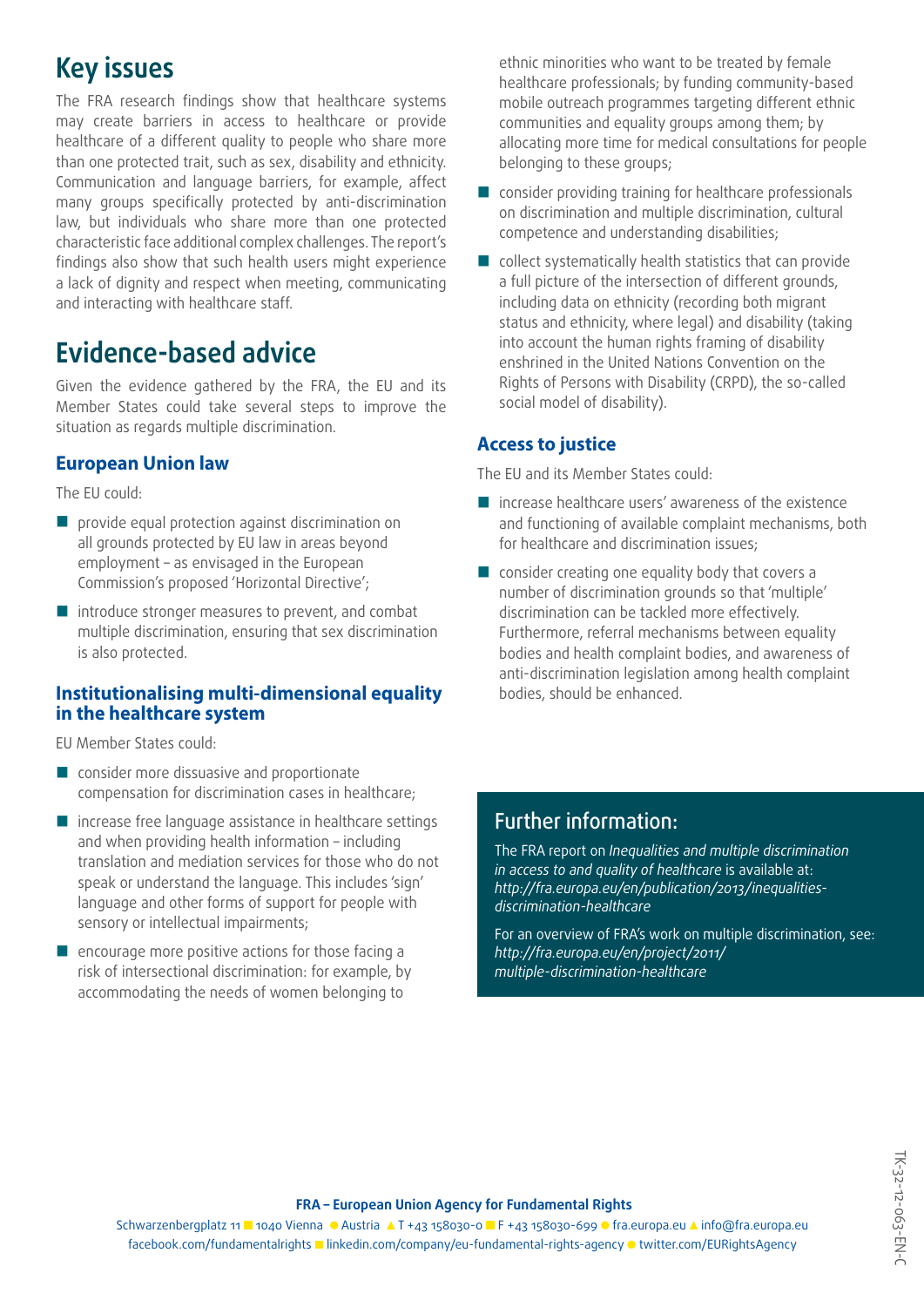# Key issues

The FRA research findings show that healthcare systems may create barriers in access to healthcare or provide healthcare of a different quality to people who share more than one protected trait, such as sex, disability and ethnicity. Communication and language barriers, for example, affect many groups specifically protected by anti-discrimination law, but individuals who share more than one protected characteristic face additional complex challenges. The report's findings also show that such health users might experience a lack of dignity and respect when meeting, communicating and interacting with healthcare staff.

# Evidence-based advice

Given the evidence gathered by the FRA, the EU and its Member States could take several steps to improve the situation as regards multiple discrimination.

### European Union law

The EU could:

- provide equal protection against discrimination on all grounds protected by EU law in areas beyond employment – as envisaged in the European Commission's proposed 'Horizontal Directive';
- introduce stronger measures to prevent, and combat multiple discrimination, ensuring that sex discrimination is also protected.

### Institutionalising multi-dimensional equality in the healthcare system

EU Member States could:

- consider more dissuasive and proportionate compensation for discrimination cases in healthcare;
- increase free language assistance in healthcare settings and when providing health information – including translation and mediation services for those who do not speak or understand the language. This includes 'sign' language and other forms of support for people with sensory or intellectual impairments;
- encourage more positive actions for those facing a risk of intersectional discrimination: for example, by accommodating the needs of women belonging to ethnic minorities who want to be treated by female healthcare professionals; by funding community-based mobile outreach programmes targeting different ethnic communities and equality groups among them; by allocating more time for medical consultations for people belonging to these groups;
- consider providing training for healthcare professionals on discrimination and multiple discrimination, cultural competence and understanding disabilities;
- collect systematically health statistics that can provide a full picture of the intersection of different grounds, including data on ethnicity (recording both migrant status and ethnicity, where legal) and disability (taking into account the human rights framing of disability enshrined in the United Nations Convention on the Rights of Persons with Disability (CRPD), the so-called social model of disability).

### Access to justice

The EU and its Member States could:

- increase healthcare users' awareness of the existence and functioning of available complaint mechanisms, both for healthcare and discrimination issues;
- consider creating one equality body that covers a number of discrimination grounds so that 'multiple' discrimination can be tackled more effectively. Furthermore, referral mechanisms between equality bodies and health complaint bodies, and awareness of anti-discrimination legislation among health complaint bodies, should be enhanced.

## Further information:

The FRA report on *Inequalities and multiple discrimination in access to and quality of healthcare* is available at: *http://fra.europa.eu/en/publication/2013/inequalities-discrimination-healthcare*

For an overview of FRA's work on multiple discrimination, see: *http://fra.europa.eu/en/project/2011/multiple-discrimination-healthcare*

**FRA – European Union Agency for Fundamental Rights**

Schwarzenbergplatz 11 ■ 1040 Vienna ● Austria ▲ T +43 158030-0 ■ F +43 158030-699 ● fra.europa.eu ▲ info@fra.europa.eu
facebook.com/fundamentalrights ■ linkedin.com/company/eu-fundamental-rights-agency ● twitter.com/EURightsAgency

TK-32-12-063-EN-C